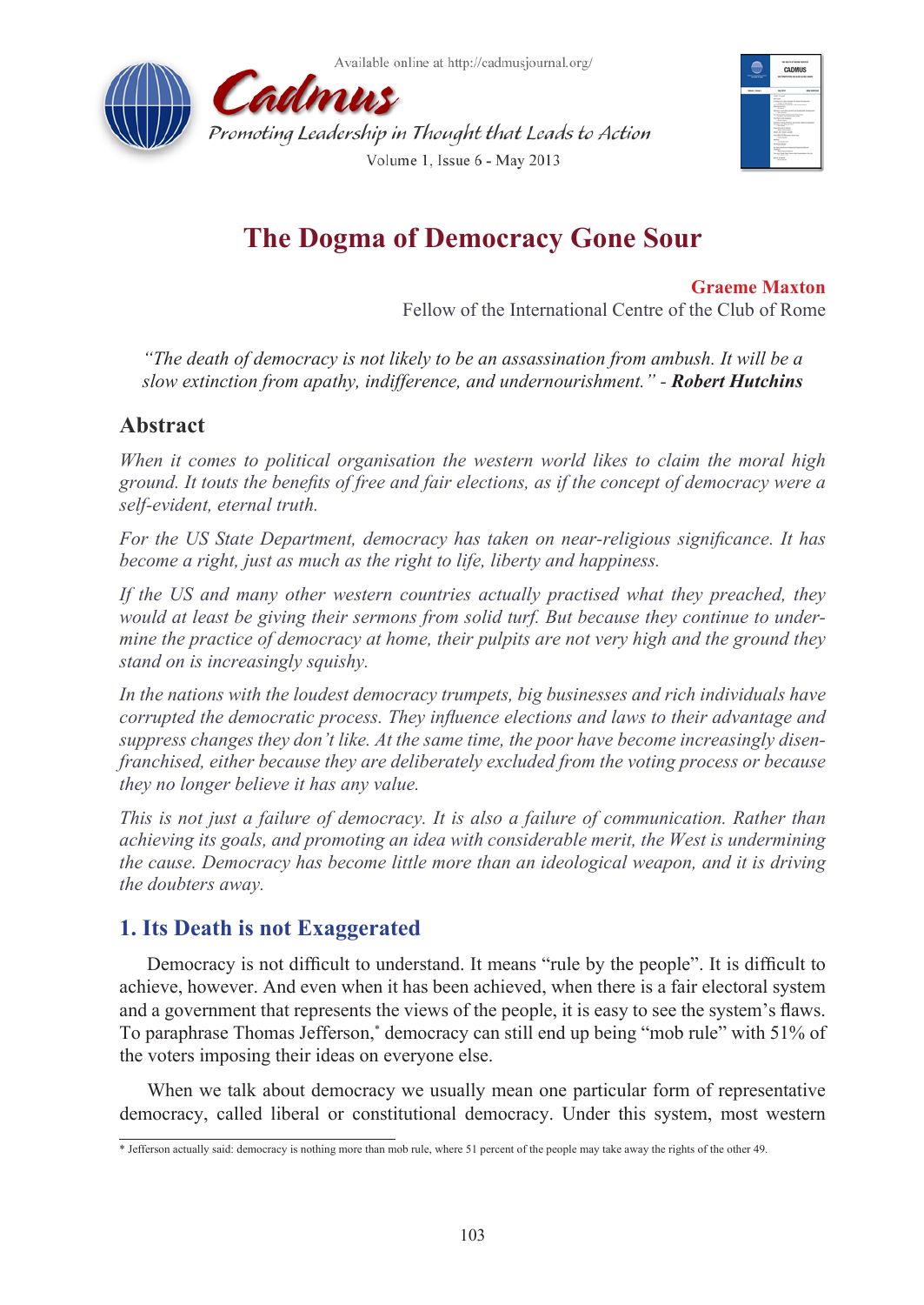# The Dogma of Democracy Gone Sour

**Graeme Maxton**
Fellow of the International Centre of the Club of Rome

*"The death of democracy is not likely to be an assassination from ambush. It will be a slow extinction from apathy, indifference, and undernourishment." - **Robert Hutchins***

## Abstract

*When it comes to political organisation the western world likes to claim the moral high ground. It touts the benefits of free and fair elections, as if the concept of democracy were a self-evident, eternal truth.*

*For the US State Department, democracy has taken on near-religious significance. It has become a right, just as much as the right to life, liberty and happiness.*

*If the US and many other western countries actually practised what they preached, they would at least be giving their sermons from solid turf. But because they continue to undermine the practice of democracy at home, their pulpits are not very high and the ground they stand on is increasingly squishy.*

*In the nations with the loudest democracy trumpets, big businesses and rich individuals have corrupted the democratic process. They influence elections and laws to their advantage and suppress changes they don't like. At the same time, the poor have become increasingly disenfranchised, either because they are deliberately excluded from the voting process or because they no longer believe it has any value.*

*This is not just a failure of democracy. It is also a failure of communication. Rather than achieving its goals, and promoting an idea with considerable merit, the West is undermining the cause. Democracy has become little more than an ideological weapon, and it is driving the doubters away.*

## 1. Its Death is not Exaggerated

Democracy is not difficult to understand. It means "rule by the people". It is difficult to achieve, however. And even when it has been achieved, when there is a fair electoral system and a government that represents the views of the people, it is easy to see the system's flaws. To paraphrase Thomas Jefferson,* democracy can still end up being "mob rule" with 51% of the voters imposing their ideas on everyone else.

When we talk about democracy we usually mean one particular form of representative democracy, called liberal or constitutional democracy. Under this system, most western

---

* Jefferson actually said: democracy is nothing more than mob rule, where 51 percent of the people may take away the rights of the other 49.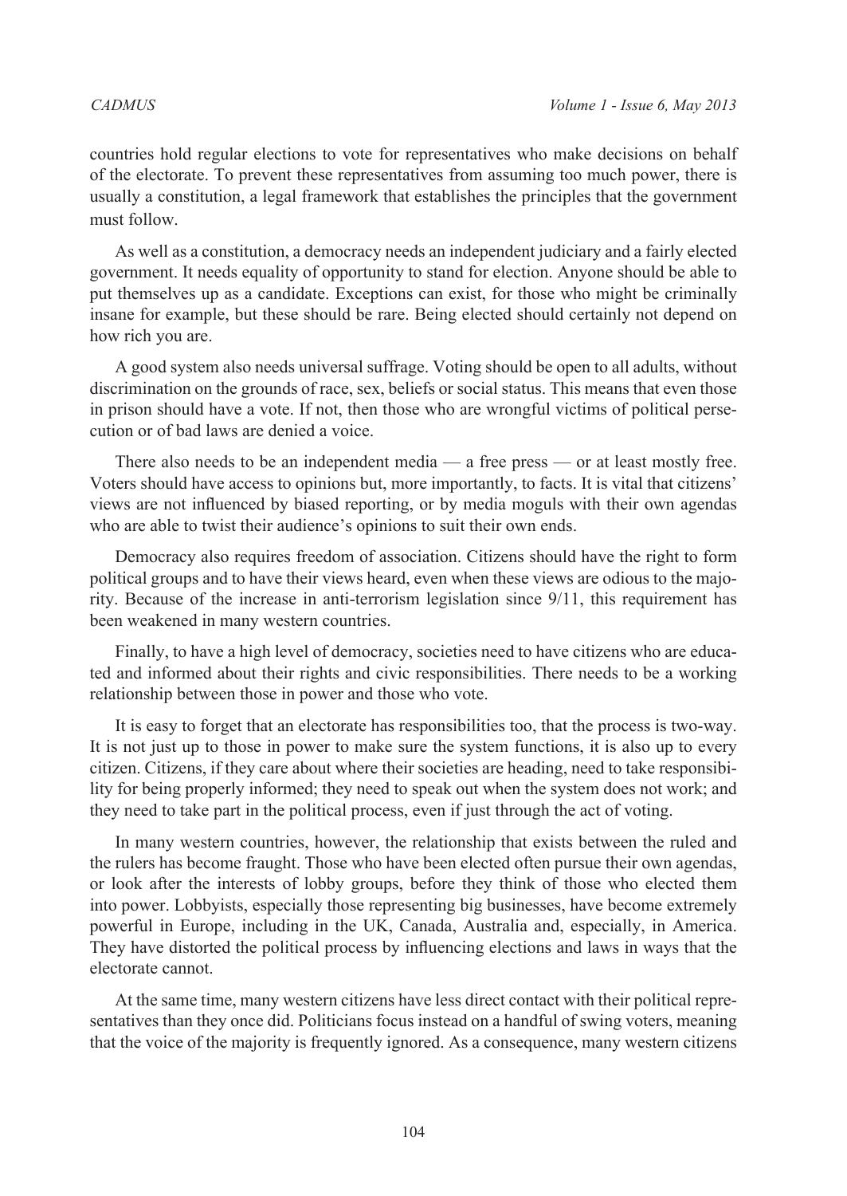countries hold regular elections to vote for representatives who make decisions on behalf of the electorate. To prevent these representatives from assuming too much power, there is usually a constitution, a legal framework that establishes the principles that the government must follow.

As well as a constitution, a democracy needs an independent judiciary and a fairly elected government. It needs equality of opportunity to stand for election. Anyone should be able to put themselves up as a candidate. Exceptions can exist, for those who might be criminally insane for example, but these should be rare. Being elected should certainly not depend on how rich you are.

A good system also needs universal suffrage. Voting should be open to all adults, without discrimination on the grounds of race, sex, beliefs or social status. This means that even those in prison should have a vote. If not, then those who are wrongful victims of political persecution or of bad laws are denied a voice.

There also needs to be an independent media — a free press — or at least mostly free. Voters should have access to opinions but, more importantly, to facts. It is vital that citizens' views are not influenced by biased reporting, or by media moguls with their own agendas who are able to twist their audience's opinions to suit their own ends.

Democracy also requires freedom of association. Citizens should have the right to form political groups and to have their views heard, even when these views are odious to the majority. Because of the increase in anti-terrorism legislation since 9/11, this requirement has been weakened in many western countries.

Finally, to have a high level of democracy, societies need to have citizens who are educated and informed about their rights and civic responsibilities. There needs to be a working relationship between those in power and those who vote.

It is easy to forget that an electorate has responsibilities too, that the process is two-way. It is not just up to those in power to make sure the system functions, it is also up to every citizen. Citizens, if they care about where their societies are heading, need to take responsibility for being properly informed; they need to speak out when the system does not work; and they need to take part in the political process, even if just through the act of voting.

In many western countries, however, the relationship that exists between the ruled and the rulers has become fraught. Those who have been elected often pursue their own agendas, or look after the interests of lobby groups, before they think of those who elected them into power. Lobbyists, especially those representing big businesses, have become extremely powerful in Europe, including in the UK, Canada, Australia and, especially, in America. They have distorted the political process by influencing elections and laws in ways that the electorate cannot.

At the same time, many western citizens have less direct contact with their political representatives than they once did. Politicians focus instead on a handful of swing voters, meaning that the voice of the majority is frequently ignored. As a consequence, many western citizens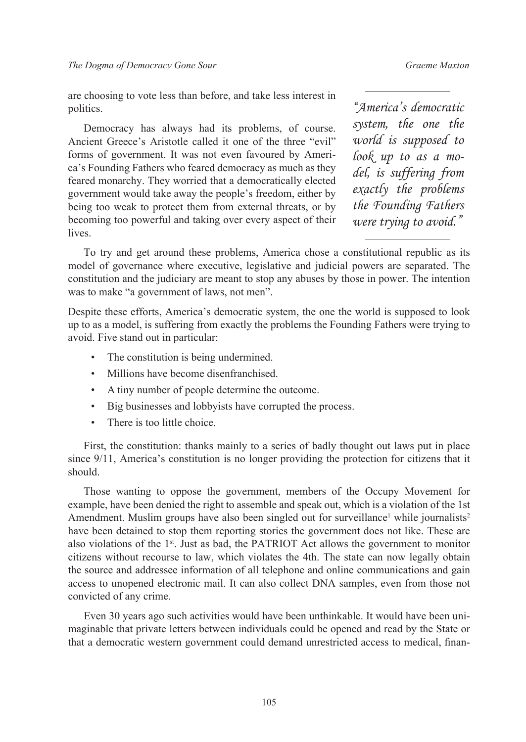are choosing to vote less than before, and take less interest in politics.

Democracy has always had its problems, of course. Ancient Greece's Aristotle called it one of the three "evil" forms of government. It was not even favoured by America's Founding Fathers who feared democracy as much as they feared monarchy. They worried that a democratically elected government would take away the people's freedom, either by being too weak to protect them from external threats, or by becoming too powerful and taking over every aspect of their lives.

> *"America's democratic system, the one the world is supposed to look up to as a model, is suffering from exactly the problems the Founding Fathers were trying to avoid."*

To try and get around these problems, America chose a constitutional republic as its model of governance where executive, legislative and judicial powers are separated. The constitution and the judiciary are meant to stop any abuses by those in power. The intention was to make "a government of laws, not men".

Despite these efforts, America's democratic system, the one the world is supposed to look up to as a model, is suffering from exactly the problems the Founding Fathers were trying to avoid. Five stand out in particular:

- The constitution is being undermined.
- Millions have become disenfranchised.
- A tiny number of people determine the outcome.
- Big businesses and lobbyists have corrupted the process.
- There is too little choice.

First, the constitution: thanks mainly to a series of badly thought out laws put in place since 9/11, America's constitution is no longer providing the protection for citizens that it should.

Those wanting to oppose the government, members of the Occupy Movement for example, have been denied the right to assemble and speak out, which is a violation of the 1st Amendment. Muslim groups have also been singled out for surveillance[1] while journalists[2] have been detained to stop them reporting stories the government does not like. These are also violations of the 1st. Just as bad, the PATRIOT Act allows the government to monitor citizens without recourse to law, which violates the 4th. The state can now legally obtain the source and addressee information of all telephone and online communications and gain access to unopened electronic mail. It can also collect DNA samples, even from those not convicted of any crime.

Even 30 years ago such activities would have been unthinkable. It would have been unimaginable that private letters between individuals could be opened and read by the State or that a democratic western government could demand unrestricted access to medical, finan-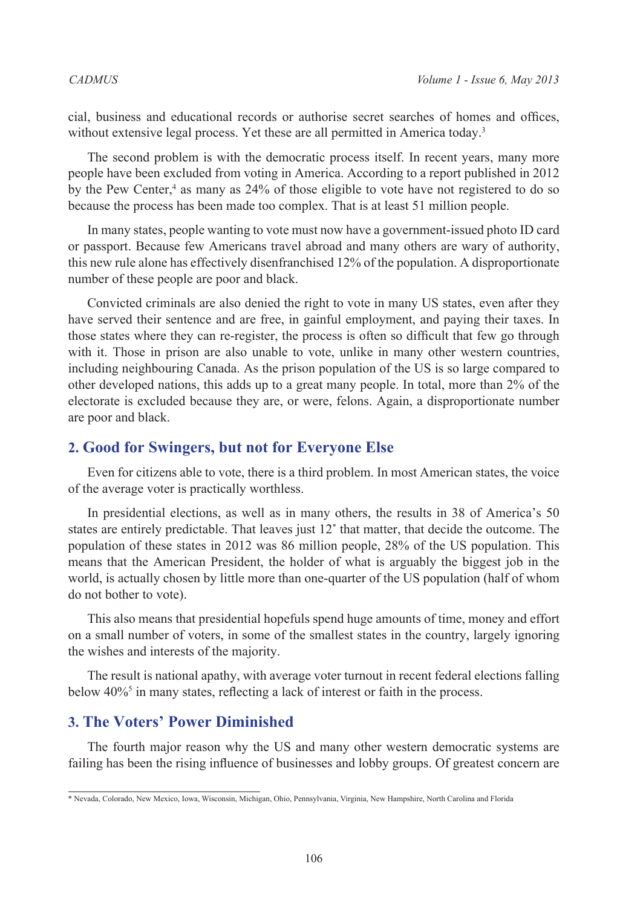cial, business and educational records or authorise secret searches of homes and offices, without extensive legal process. Yet these are all permitted in America today.[3]

The second problem is with the democratic process itself. In recent years, many more people have been excluded from voting in America. According to a report published in 2012 by the Pew Center,[4] as many as 24% of those eligible to vote have not registered to do so because the process has been made too complex. That is at least 51 million people.

In many states, people wanting to vote must now have a government-issued photo ID card or passport. Because few Americans travel abroad and many others are wary of authority, this new rule alone has effectively disenfranchised 12% of the population. A disproportionate number of these people are poor and black.

Convicted criminals are also denied the right to vote in many US states, even after they have served their sentence and are free, in gainful employment, and paying their taxes. In those states where they can re-register, the process is often so difficult that few go through with it. Those in prison are also unable to vote, unlike in many other western countries, including neighbouring Canada. As the prison population of the US is so large compared to other developed nations, this adds up to a great many people. In total, more than 2% of the electorate is excluded because they are, or were, felons. Again, a disproportionate number are poor and black.

## 2. Good for Swingers, but not for Everyone Else

Even for citizens able to vote, there is a third problem. In most American states, the voice of the average voter is practically worthless.

In presidential elections, as well as in many others, the results in 38 of America's 50 states are entirely predictable. That leaves just 12* that matter, that decide the outcome. The population of these states in 2012 was 86 million people, 28% of the US population. This means that the American President, the holder of what is arguably the biggest job in the world, is actually chosen by little more than one-quarter of the US population (half of whom do not bother to vote).

This also means that presidential hopefuls spend huge amounts of time, money and effort on a small number of voters, in some of the smallest states in the country, largely ignoring the wishes and interests of the majority.

The result is national apathy, with average voter turnout in recent federal elections falling below 40%[5] in many states, reflecting a lack of interest or faith in the process.

## 3. The Voters' Power Diminished

The fourth major reason why the US and many other western democratic systems are failing has been the rising influence of businesses and lobby groups. Of greatest concern are

* Nevada, Colorado, New Mexico, Iowa, Wisconsin, Michigan, Ohio, Pennsylvania, Virginia, New Hampshire, North Carolina and Florida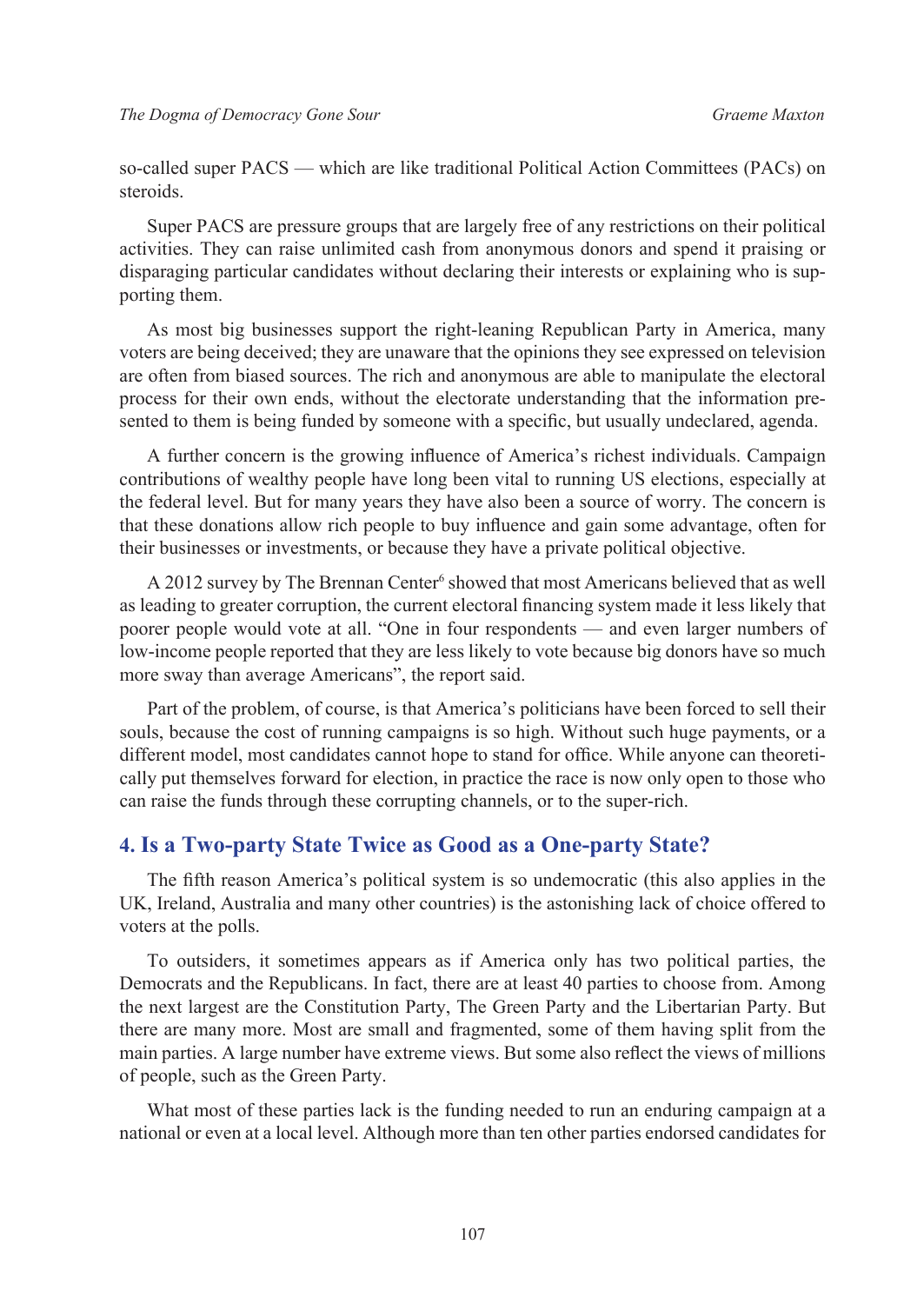so-called super PACS — which are like traditional Political Action Committees (PACs) on steroids.

Super PACS are pressure groups that are largely free of any restrictions on their political activities. They can raise unlimited cash from anonymous donors and spend it praising or disparaging particular candidates without declaring their interests or explaining who is supporting them.

As most big businesses support the right-leaning Republican Party in America, many voters are being deceived; they are unaware that the opinions they see expressed on television are often from biased sources. The rich and anonymous are able to manipulate the electoral process for their own ends, without the electorate understanding that the information presented to them is being funded by someone with a specific, but usually undeclared, agenda.

A further concern is the growing influence of America's richest individuals. Campaign contributions of wealthy people have long been vital to running US elections, especially at the federal level. But for many years they have also been a source of worry. The concern is that these donations allow rich people to buy influence and gain some advantage, often for their businesses or investments, or because they have a private political objective.

A 2012 survey by The Brennan Center[6] showed that most Americans believed that as well as leading to greater corruption, the current electoral financing system made it less likely that poorer people would vote at all. "One in four respondents — and even larger numbers of low-income people reported that they are less likely to vote because big donors have so much more sway than average Americans", the report said.

Part of the problem, of course, is that America's politicians have been forced to sell their souls, because the cost of running campaigns is so high. Without such huge payments, or a different model, most candidates cannot hope to stand for office. While anyone can theoretically put themselves forward for election, in practice the race is now only open to those who can raise the funds through these corrupting channels, or to the super-rich.

## 4. Is a Two-party State Twice as Good as a One-party State?

The fifth reason America's political system is so undemocratic (this also applies in the UK, Ireland, Australia and many other countries) is the astonishing lack of choice offered to voters at the polls.

To outsiders, it sometimes appears as if America only has two political parties, the Democrats and the Republicans. In fact, there are at least 40 parties to choose from. Among the next largest are the Constitution Party, The Green Party and the Libertarian Party. But there are many more. Most are small and fragmented, some of them having split from the main parties. A large number have extreme views. But some also reflect the views of millions of people, such as the Green Party.

What most of these parties lack is the funding needed to run an enduring campaign at a national or even at a local level. Although more than ten other parties endorsed candidates for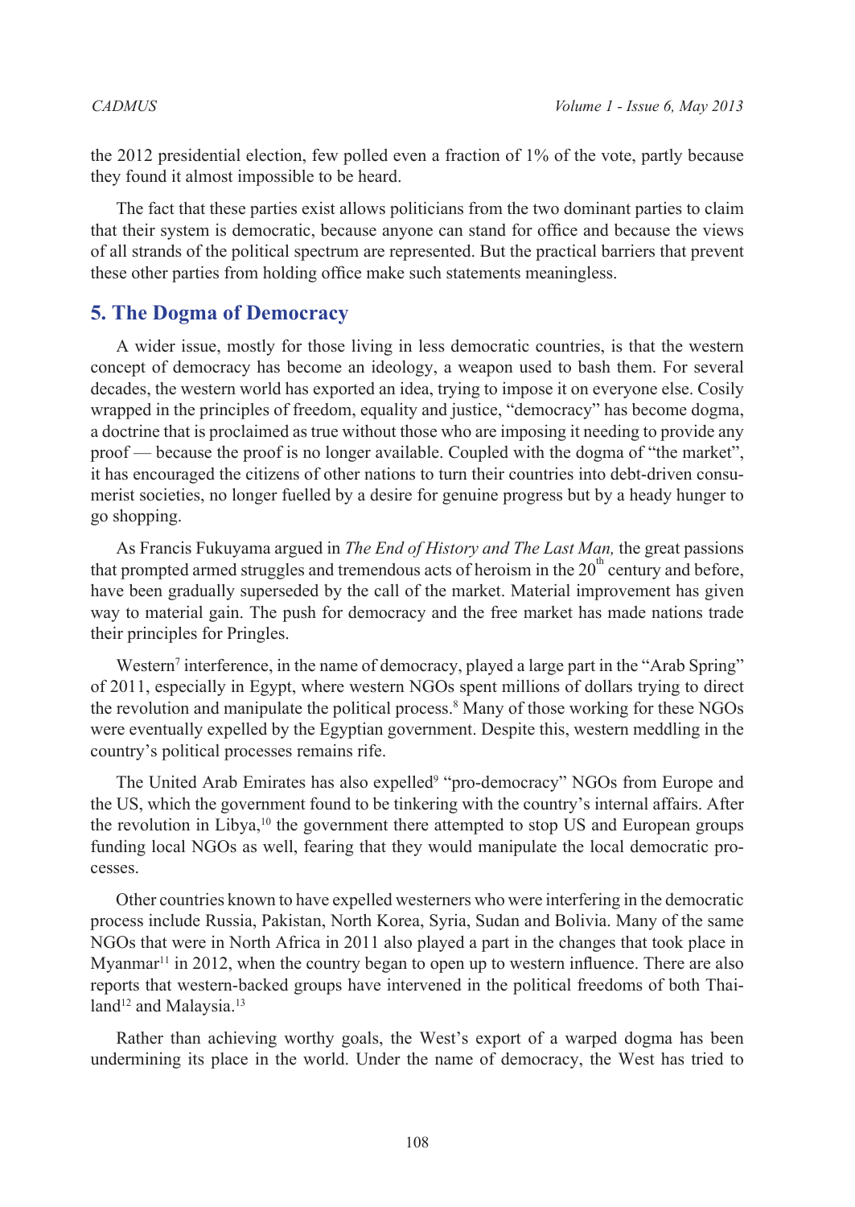the 2012 presidential election, few polled even a fraction of 1% of the vote, partly because they found it almost impossible to be heard.

The fact that these parties exist allows politicians from the two dominant parties to claim that their system is democratic, because anyone can stand for office and because the views of all strands of the political spectrum are represented. But the practical barriers that prevent these other parties from holding office make such statements meaningless.

## 5. The Dogma of Democracy

A wider issue, mostly for those living in less democratic countries, is that the western concept of democracy has become an ideology, a weapon used to bash them. For several decades, the western world has exported an idea, trying to impose it on everyone else. Cosily wrapped in the principles of freedom, equality and justice, "democracy" has become dogma, a doctrine that is proclaimed as true without those who are imposing it needing to provide any proof — because the proof is no longer available. Coupled with the dogma of "the market", it has encouraged the citizens of other nations to turn their countries into debt-driven consumerist societies, no longer fuelled by a desire for genuine progress but by a heady hunger to go shopping.

As Francis Fukuyama argued in *The End of History and The Last Man,* the great passions that prompted armed struggles and tremendous acts of heroism in the 20th century and before, have been gradually superseded by the call of the market. Material improvement has given way to material gain. The push for democracy and the free market has made nations trade their principles for Pringles.

Western[7] interference, in the name of democracy, played a large part in the "Arab Spring" of 2011, especially in Egypt, where western NGOs spent millions of dollars trying to direct the revolution and manipulate the political process.[8] Many of those working for these NGOs were eventually expelled by the Egyptian government. Despite this, western meddling in the country's political processes remains rife.

The United Arab Emirates has also expelled[9] "pro-democracy" NGOs from Europe and the US, which the government found to be tinkering with the country's internal affairs. After the revolution in Libya,[10] the government there attempted to stop US and European groups funding local NGOs as well, fearing that they would manipulate the local democratic processes.

Other countries known to have expelled westerners who were interfering in the democratic process include Russia, Pakistan, North Korea, Syria, Sudan and Bolivia. Many of the same NGOs that were in North Africa in 2011 also played a part in the changes that took place in Myanmar[11] in 2012, when the country began to open up to western influence. There are also reports that western-backed groups have intervened in the political freedoms of both Thailand[12] and Malaysia.[13]

Rather than achieving worthy goals, the West's export of a warped dogma has been undermining its place in the world. Under the name of democracy, the West has tried to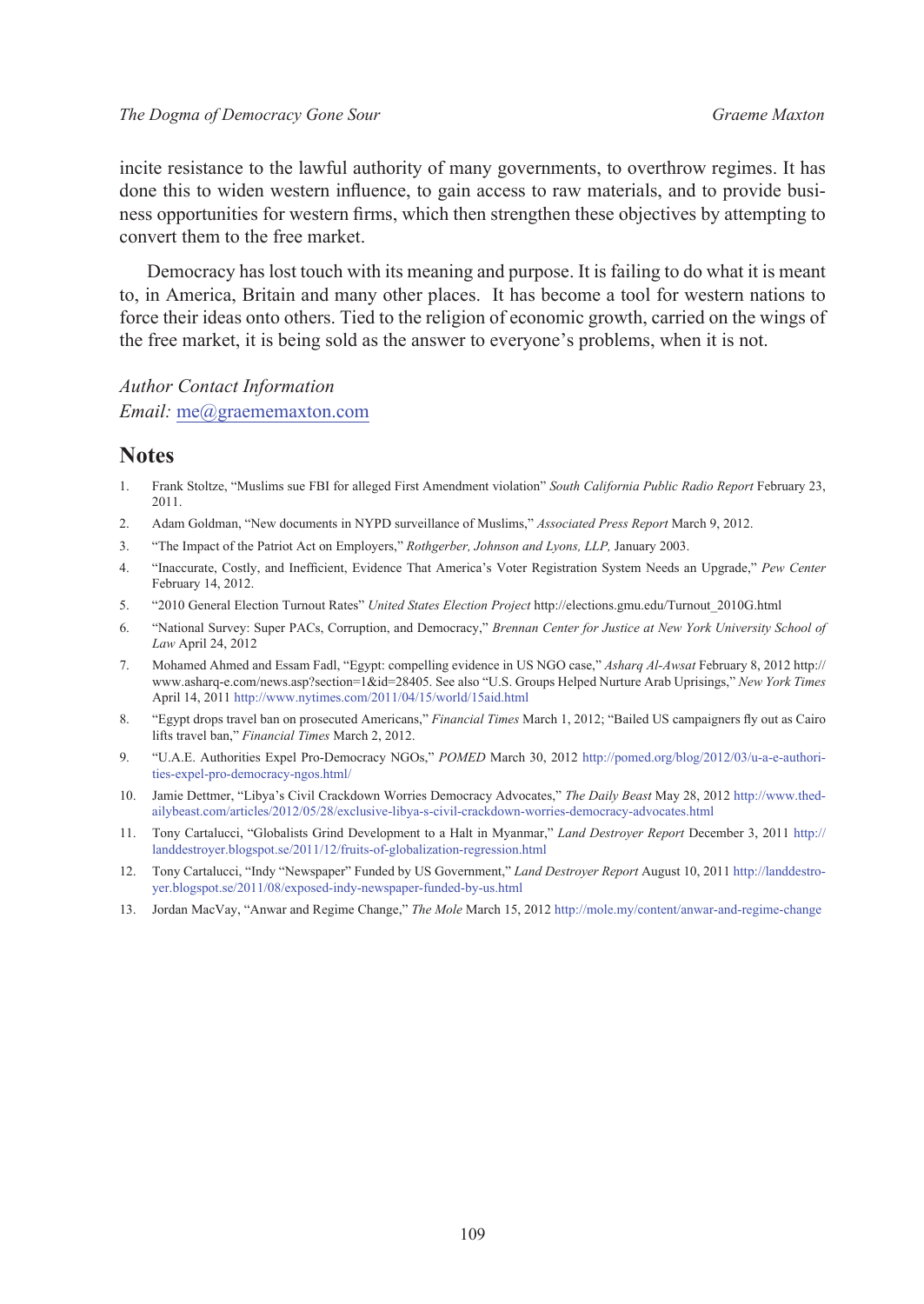incite resistance to the lawful authority of many governments, to overthrow regimes. It has done this to widen western influence, to gain access to raw materials, and to provide business opportunities for western firms, which then strengthen these objectives by attempting to convert them to the free market.

Democracy has lost touch with its meaning and purpose. It is failing to do what it is meant to, in America, Britain and many other places. It has become a tool for western nations to force their ideas onto others. Tied to the religion of economic growth, carried on the wings of the free market, it is being sold as the answer to everyone's problems, when it is not.

*Author Contact Information*
*Email:* me@graememaxton.com

## Notes

1. Frank Stoltze, "Muslims sue FBI for alleged First Amendment violation" *South California Public Radio Report* February 23, 2011.
2. Adam Goldman, "New documents in NYPD surveillance of Muslims," *Associated Press Report* March 9, 2012.
3. "The Impact of the Patriot Act on Employers," *Rothgerber, Johnson and Lyons, LLP,* January 2003.
4. "Inaccurate, Costly, and Inefficient, Evidence That America's Voter Registration System Needs an Upgrade," *Pew Center* February 14, 2012.
5. "2010 General Election Turnout Rates" *United States Election Project* http://elections.gmu.edu/Turnout_2010G.html
6. "National Survey: Super PACs, Corruption, and Democracy," *Brennan Center for Justice at New York University School of Law* April 24, 2012
7. Mohamed Ahmed and Essam Fadl, "Egypt: compelling evidence in US NGO case," *Asharq Al-Awsat* February 8, 2012 http://www.asharq-e.com/news.asp?section=1&id=28405. See also "U.S. Groups Helped Nurture Arab Uprisings," *New York Times* April 14, 2011 http://www.nytimes.com/2011/04/15/world/15aid.html
8. "Egypt drops travel ban on prosecuted Americans," *Financial Times* March 1, 2012; "Bailed US campaigners fly out as Cairo lifts travel ban," *Financial Times* March 2, 2012.
9. "U.A.E. Authorities Expel Pro-Democracy NGOs," *POMED* March 30, 2012 http://pomed.org/blog/2012/03/u-a-e-authorities-expel-pro-democracy-ngos.html/
10. Jamie Dettmer, "Libya's Civil Crackdown Worries Democracy Advocates," *The Daily Beast* May 28, 2012 http://www.thedailybeast.com/articles/2012/05/28/exclusive-libya-s-civil-crackdown-worries-democracy-advocates.html
11. Tony Cartalucci, "Globalists Grind Development to a Halt in Myanmar," *Land Destroyer Report* December 3, 2011 http://landdestroyer.blogspot.se/2011/12/fruits-of-globalization-regression.html
12. Tony Cartalucci, "Indy "Newspaper" Funded by US Government," *Land Destroyer Report* August 10, 2011 http://landdestroyer.blogspot.se/2011/08/exposed-indy-newspaper-funded-by-us.html
13. Jordan MacVay, "Anwar and Regime Change," *The Mole* March 15, 2012 http://mole.my/content/anwar-and-regime-change